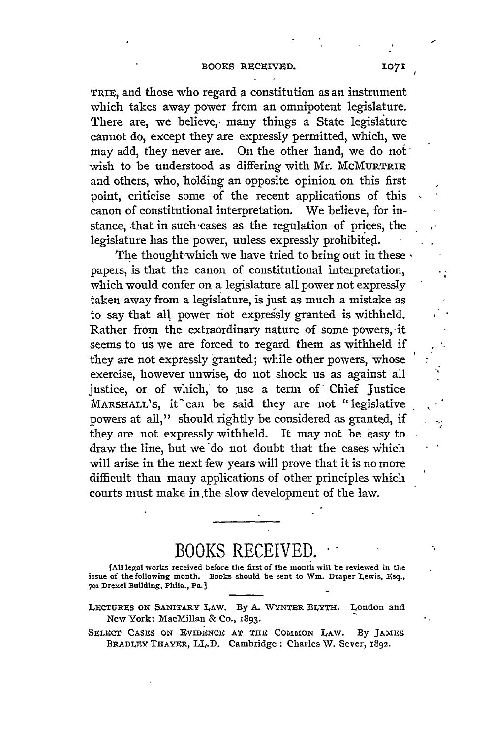TRIE, and those who regard a constitution as an instrument which takes away power from an omnipotent legislature. There are, we believe, many things a State legislature cannot do, except they are expressly permitted, which, we may add, they never are. On the other hand, we do not wish to be understood as differing with Mr. McMURTRIE and others, who, holding an opposite opinion on this first point, criticise some of the recent applications of this canon of constitutional interpretation. We believe, for instance, that in such cases as the regulation of prices, the legislature has the power, unless expressly prohibited.

The thought which we have tried to bring out in these papers, is that the canon of constitutional interpretation, which would confer on a legislature all power not expressly taken away from a legislature, is just as much a mistake as to say that all power not expressly granted is withheld. Rather from the extraordinary nature of some powers, it seems to us we are forced to regard them as withheld if they are not expressly granted; while other powers, whose exercise, however unwise, do not shock us as against all justice, or of which, to use a term of Chief Justice MARSHALL'S, it can be said they are not "legislative powers at all," should rightly be considered as granted, if they are not expressly withheld. It may not be easy to draw the line, but we do not doubt that the cases which will arise in the next few years will prove that it is no more difficult than many applications of other principles which courts must make in the slow development of the law.

---

# BOOKS RECEIVED.

[All legal works received before the first of the month will be reviewed in the issue of the following month. Books should be sent to Wm. Draper Lewis, Esq., 701 Drexel Building, Phila., Pa.]

---

LECTURES ON SANITARY LAW. By A. WYNTER BLYTH. London and New York: MacMillan & Co., 1893.

SELECT CASES ON EVIDENCE AT THE COMMON LAW. By JAMES BRADLEY THAYER, LL.D. Cambridge: Charles W. Sever, 1892.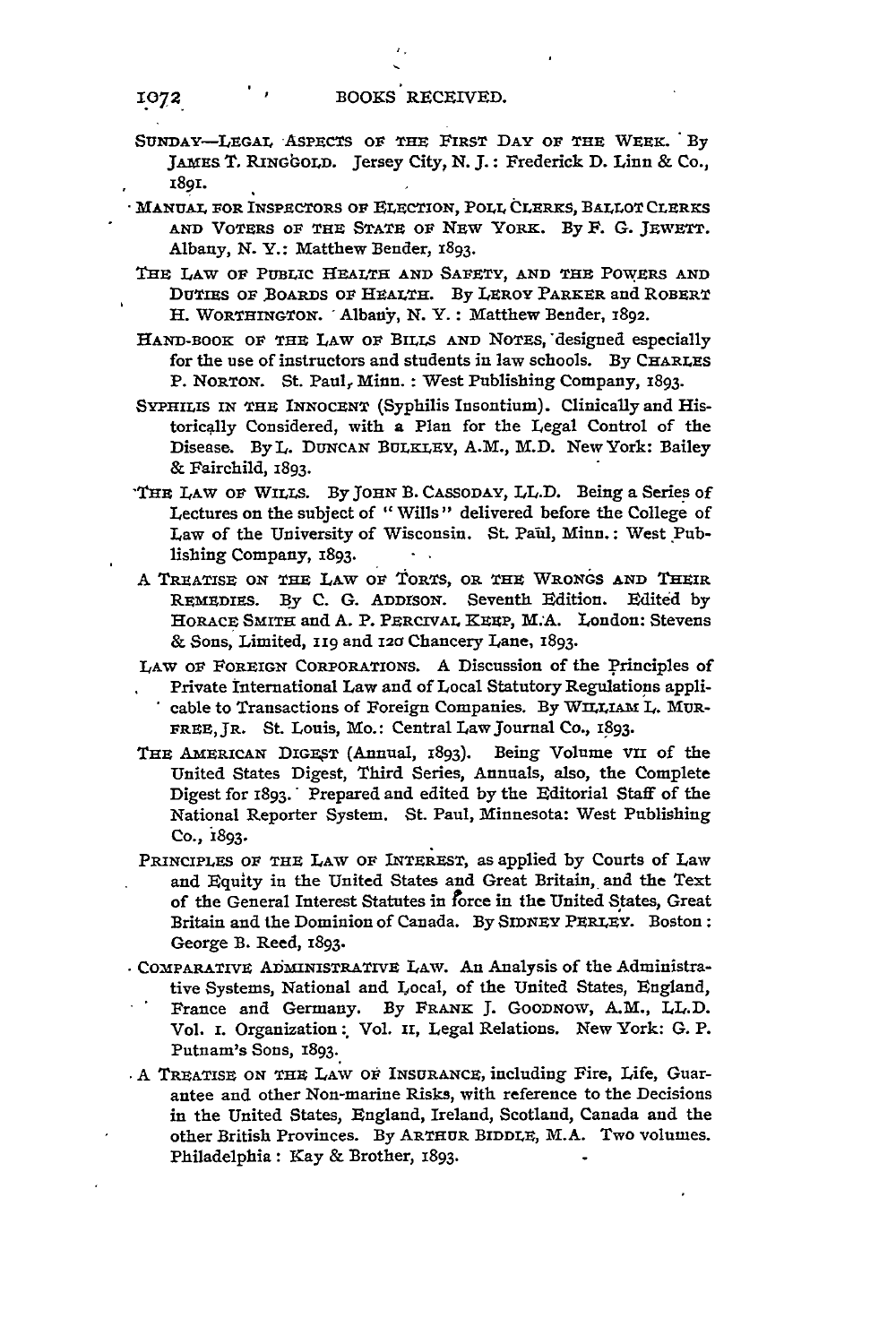SUNDAY—LEGAL ASPECTS OF THE FIRST DAY OF THE WEEK. By JAMES T. RINGGOLD. Jersey City, N. J.: Frederick D. Linn & Co., 1891.

MANUAL FOR INSPECTORS OF ELECTION, POLL CLERKS, BALLOT CLERKS AND VOTERS OF THE STATE OF NEW YORK. By F. G. JEWETT. Albany, N. Y.: Matthew Bender, 1893.

THE LAW OF PUBLIC HEALTH AND SAFETY, AND THE POWERS AND DUTIES OF BOARDS OF HEALTH. By LEROY PARKER and ROBERT H. WORTHINGTON. Albany, N. Y.: Matthew Bender, 1892.

HAND-BOOK OF THE LAW OF BILLS AND NOTES, designed especially for the use of instructors and students in law schools. By CHARLES P. NORTON. St. Paul, Minn.: West Publishing Company, 1893.

SYPHILIS IN THE INNOCENT (Syphilis Insontium). Clinically and Historically Considered, with a Plan for the Legal Control of the Disease. By L. DUNCAN BULKLEY, A.M., M.D. New York: Bailey & Fairchild, 1893.

THE LAW OF WILLS. By JOHN B. CASSODAY, LL.D. Being a Series of Lectures on the subject of "Wills" delivered before the College of Law of the University of Wisconsin. St. Paul, Minn.: West Publishing Company, 1893.

A TREATISE ON THE LAW OF TORTS, OR THE WRONGS AND THEIR REMEDIES. By C. G. ADDISON. Seventh Edition. Edited by HORACE SMITH and A. P. PERCIVAL KEEP, M.A. London: Stevens & Sons, Limited, 119 and 120 Chancery Lane, 1893.

LAW OF FOREIGN CORPORATIONS. A Discussion of the Principles of Private International Law and of Local Statutory Regulations applicable to Transactions of Foreign Companies. By WILLIAM L. MURFREE, JR. St. Louis, Mo.: Central Law Journal Co., 1893.

THE AMERICAN DIGEST (Annual, 1893). Being Volume VII of the United States Digest, Third Series, Annuals, also, the Complete Digest for 1893. Prepared and edited by the Editorial Staff of the National Reporter System. St. Paul, Minnesota: West Publishing Co., 1893.

PRINCIPLES OF THE LAW OF INTEREST, as applied by Courts of Law and Equity in the United States and Great Britain, and the Text of the General Interest Statutes in force in the United States, Great Britain and the Dominion of Canada. By SIDNEY PERLEY. Boston: George B. Reed, 1893.

COMPARATIVE ADMINISTRATIVE LAW. An Analysis of the Administrative Systems, National and Local, of the United States, England, France and Germany. By FRANK J. GOODNOW, A.M., LL.D. Vol. I. Organization; Vol. II, Legal Relations. New York: G. P. Putnam's Sons, 1893.

A TREATISE ON THE LAW OF INSURANCE, including Fire, Life, Guarantee and other Non-marine Risks, with reference to the Decisions in the United States, England, Ireland, Scotland, Canada and the other British Provinces. By ARTHUR BIDDLE, M.A. Two volumes. Philadelphia: Kay & Brother, 1893.